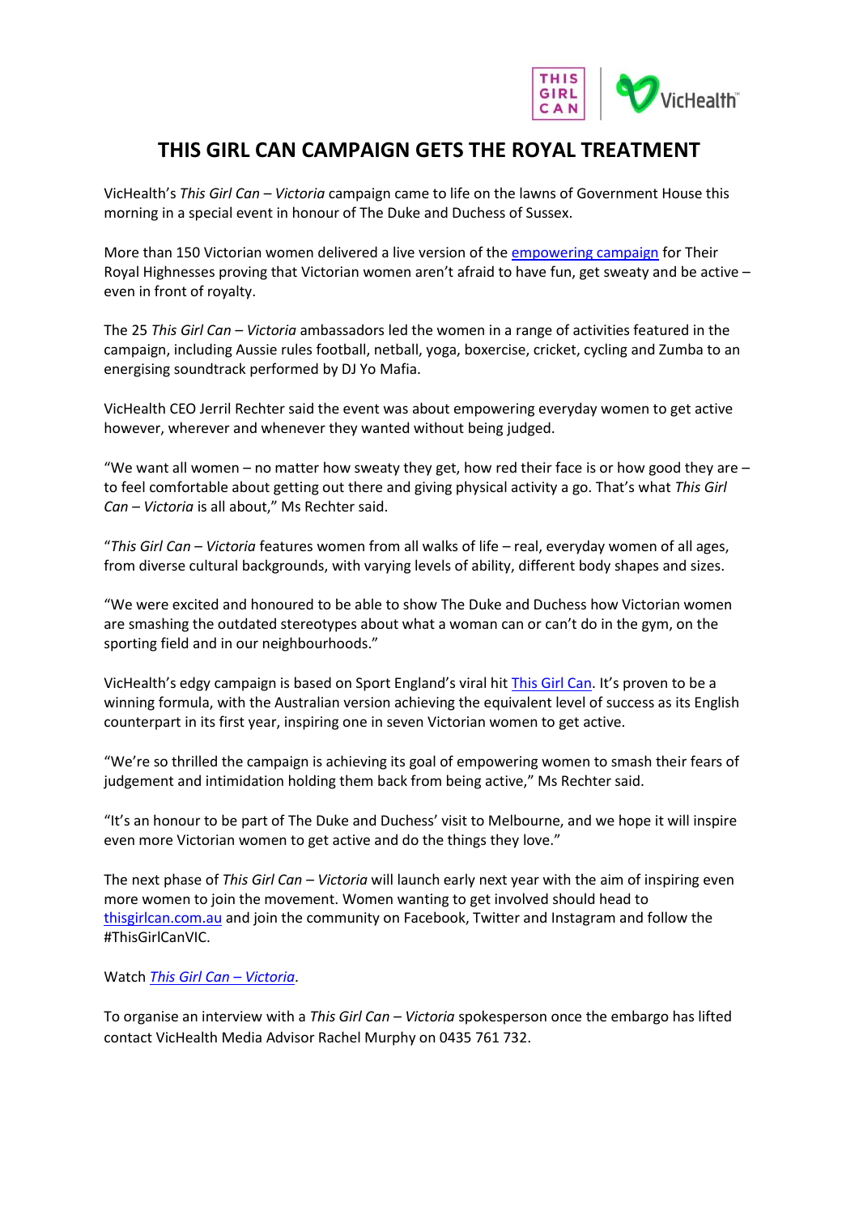# THIS GIRL CAN CAMPAIGN GETS THE ROYAL TREATMENT

VicHealth's *This Girl Can – Victoria* campaign came to life on the lawns of Government House this morning in a special event in honour of The Duke and Duchess of Sussex.

More than 150 Victorian women delivered a live version of the [empowering campaign]() for Their Royal Highnesses proving that Victorian women aren't afraid to have fun, get sweaty and be active – even in front of royalty.

The 25 *This Girl Can – Victoria* ambassadors led the women in a range of activities featured in the campaign, including Aussie rules football, netball, yoga, boxercise, cricket, cycling and Zumba to an energising soundtrack performed by DJ Yo Mafia.

VicHealth CEO Jerril Rechter said the event was about empowering everyday women to get active however, wherever and whenever they wanted without being judged.

"We want all women – no matter how sweaty they get, how red their face is or how good they are – to feel comfortable about getting out there and giving physical activity a go. That's what *This Girl Can – Victoria* is all about," Ms Rechter said.

"*This Girl Can – Victoria* features women from all walks of life – real, everyday women of all ages, from diverse cultural backgrounds, with varying levels of ability, different body shapes and sizes.

"We were excited and honoured to be able to show The Duke and Duchess how Victorian women are smashing the outdated stereotypes about what a woman can or can't do in the gym, on the sporting field and in our neighbourhoods."

VicHealth's edgy campaign is based on Sport England's viral hit [This Girl Can](). It's proven to be a winning formula, with the Australian version achieving the equivalent level of success as its English counterpart in its first year, inspiring one in seven Victorian women to get active.

"We're so thrilled the campaign is achieving its goal of empowering women to smash their fears of judgement and intimidation holding them back from being active," Ms Rechter said.

"It's an honour to be part of The Duke and Duchess' visit to Melbourne, and we hope it will inspire even more Victorian women to get active and do the things they love."

The next phase of *This Girl Can – Victoria* will launch early next year with the aim of inspiring even more women to join the movement. Women wanting to get involved should head to [thisgirlcan.com.au]() and join the community on Facebook, Twitter and Instagram and follow the #ThisGirlCanVIC.

Watch [*This Girl Can – Victoria*]().

To organise an interview with a *This Girl Can – Victoria* spokesperson once the embargo has lifted contact VicHealth Media Advisor Rachel Murphy on 0435 761 732.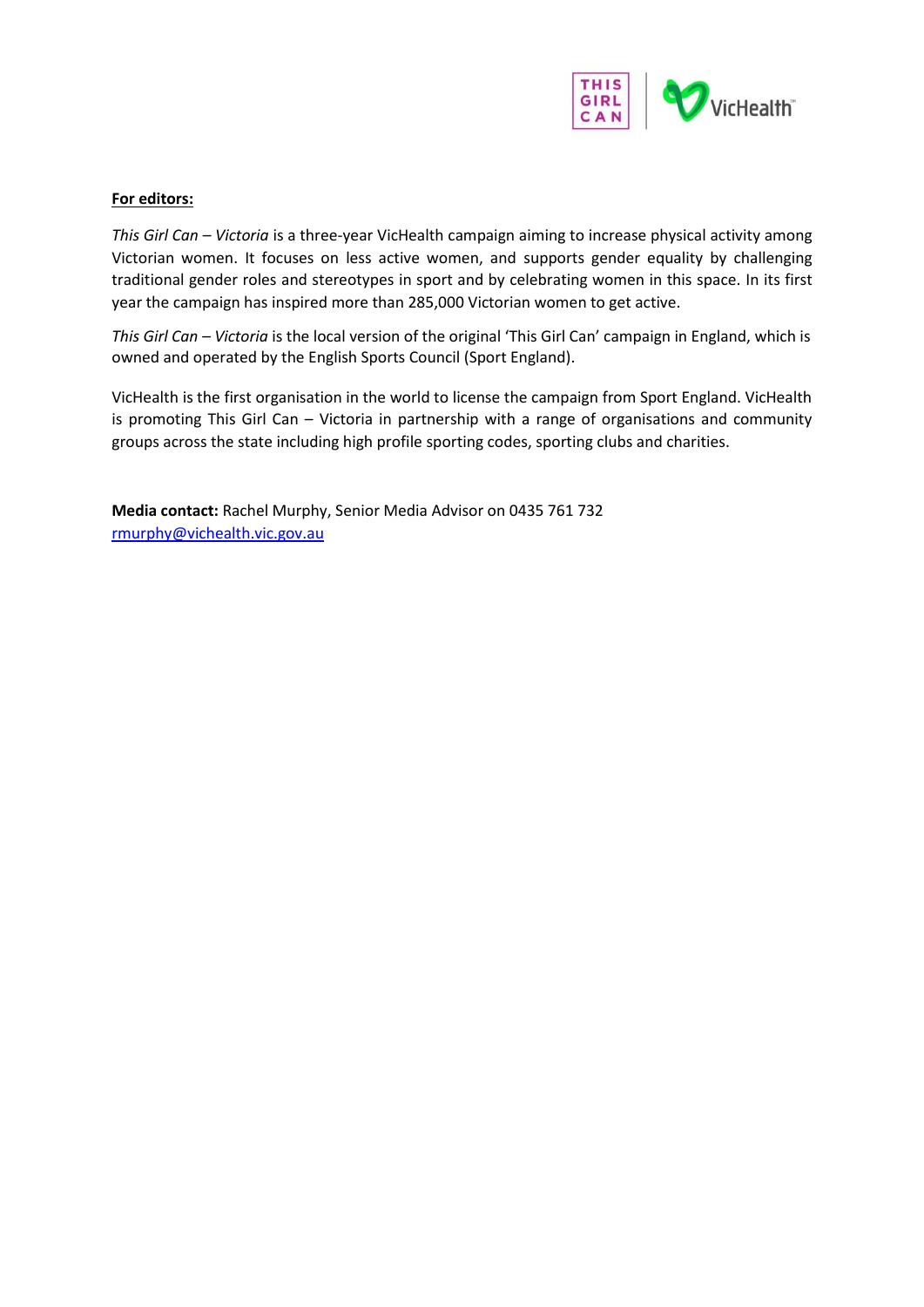**For editors:**

*This Girl Can – Victoria* is a three-year VicHealth campaign aiming to increase physical activity among Victorian women. It focuses on less active women, and supports gender equality by challenging traditional gender roles and stereotypes in sport and by celebrating women in this space. In its first year the campaign has inspired more than 285,000 Victorian women to get active.

*This Girl Can – Victoria* is the local version of the original 'This Girl Can' campaign in England, which is owned and operated by the English Sports Council (Sport England).

VicHealth is the first organisation in the world to license the campaign from Sport England. VicHealth is promoting This Girl Can – Victoria in partnership with a range of organisations and community groups across the state including high profile sporting codes, sporting clubs and charities.

**Media contact:** Rachel Murphy, Senior Media Advisor on 0435 761 732
rmurphy@vichealth.vic.gov.au